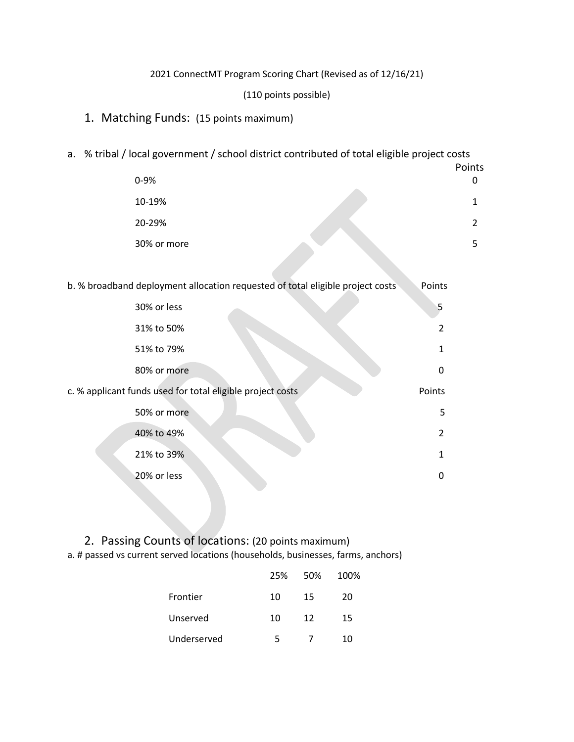2021 ConnectMT Program Scoring Chart (Revised as of 12/16/21)

(110 points possible)

## 1. Matching Funds: (15 points maximum)

a. % tribal / local government / school district contributed of total eligible project costs

| | Points |
|---|---|
| 0-9% | 0 |
| 10-19% | 1 |
| 20-29% | 2 |
| 30% or more | 5 |

b. % broadband deployment allocation requested of total eligible project costs

| | Points |
|---|---|
| 30% or less | 5 |
| 31% to 50% | 2 |
| 51% to 79% | 1 |
| 80% or more | 0 |

c. % applicant funds used for total eligible project costs

| | Points |
|---|---|
| 50% or more | 5 |
| 40% to 49% | 2 |
| 21% to 39% | 1 |
| 20% or less | 0 |

## 2. Passing Counts of locations: (20 points maximum)

a. # passed vs current served locations (households, businesses, farms, anchors)

| | 25% | 50% | 100% |
|---|---|---|---|
| Frontier | 10 | 15 | 20 |
| Unserved | 10 | 12 | 15 |
| Underserved | 5 | 7 | 10 |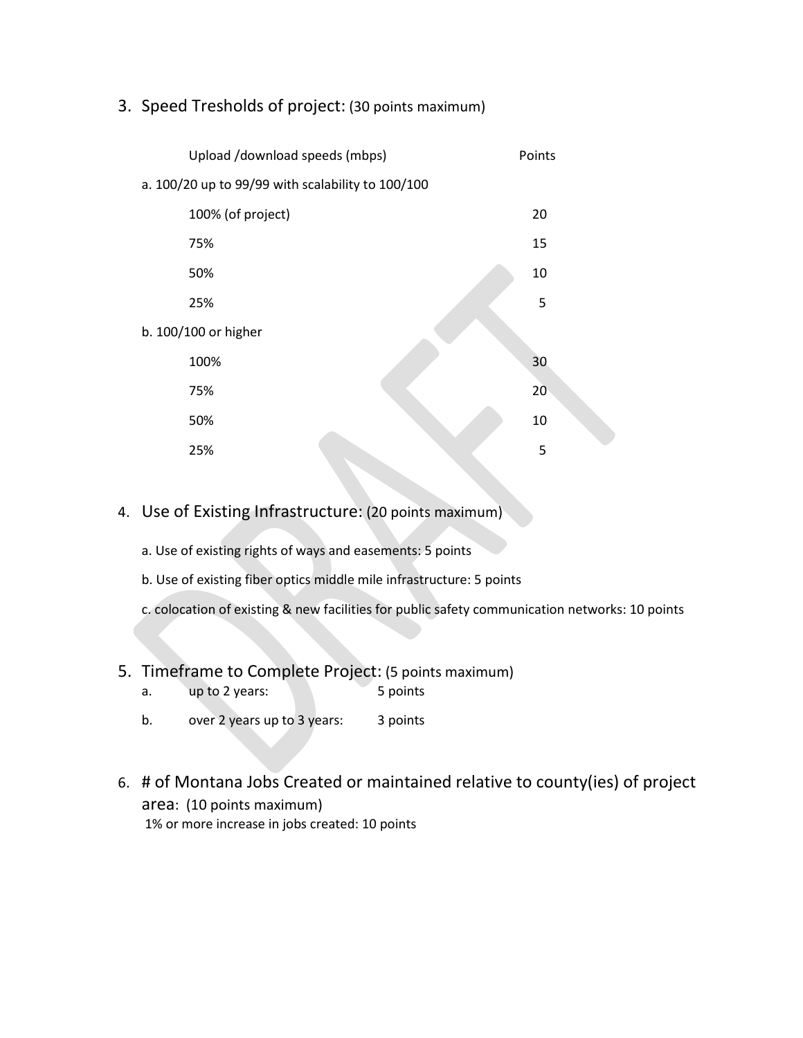3. Speed Tresholds of project: (30 points maximum)

| Upload /download speeds (mbps) | Points |
|---|---|
| a. 100/20 up to 99/99 with scalability to 100/100 | |
| 100% (of project) | 20 |
| 75% | 15 |
| 50% | 10 |
| 25% | 5 |
| b. 100/100 or higher | |
| 100% | 30 |
| 75% | 20 |
| 50% | 10 |
| 25% | 5 |

4. Use of Existing Infrastructure: (20 points maximum)

   a. Use of existing rights of ways and easements: 5 points

   b. Use of existing fiber optics middle mile infrastructure: 5 points

   c. colocation of existing & new facilities for public safety communication networks: 10 points

5. Timeframe to Complete Project: (5 points maximum)

   a. up to 2 years: 5 points

   b. over 2 years up to 3 years: 3 points

6. # of Montana Jobs Created or maintained relative to county(ies) of project area: (10 points maximum)

   1% or more increase in jobs created: 10 points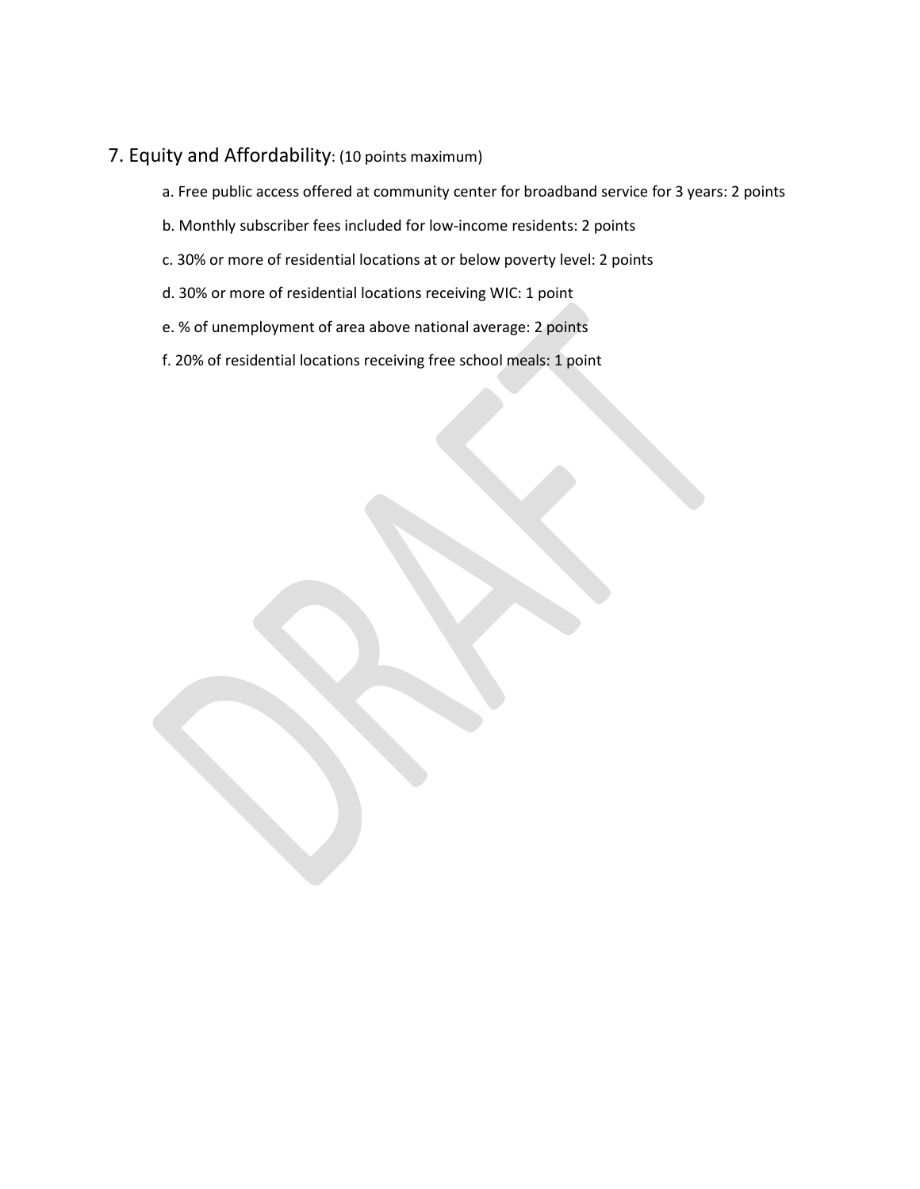## 7. Equity and Affordability: (10 points maximum)

a. Free public access offered at community center for broadband service for 3 years: 2 points

b. Monthly subscriber fees included for low-income residents: 2 points

c. 30% or more of residential locations at or below poverty level: 2 points

d. 30% or more of residential locations receiving WIC: 1 point

e. % of unemployment of area above national average: 2 points

f. 20% of residential locations receiving free school meals: 1 point